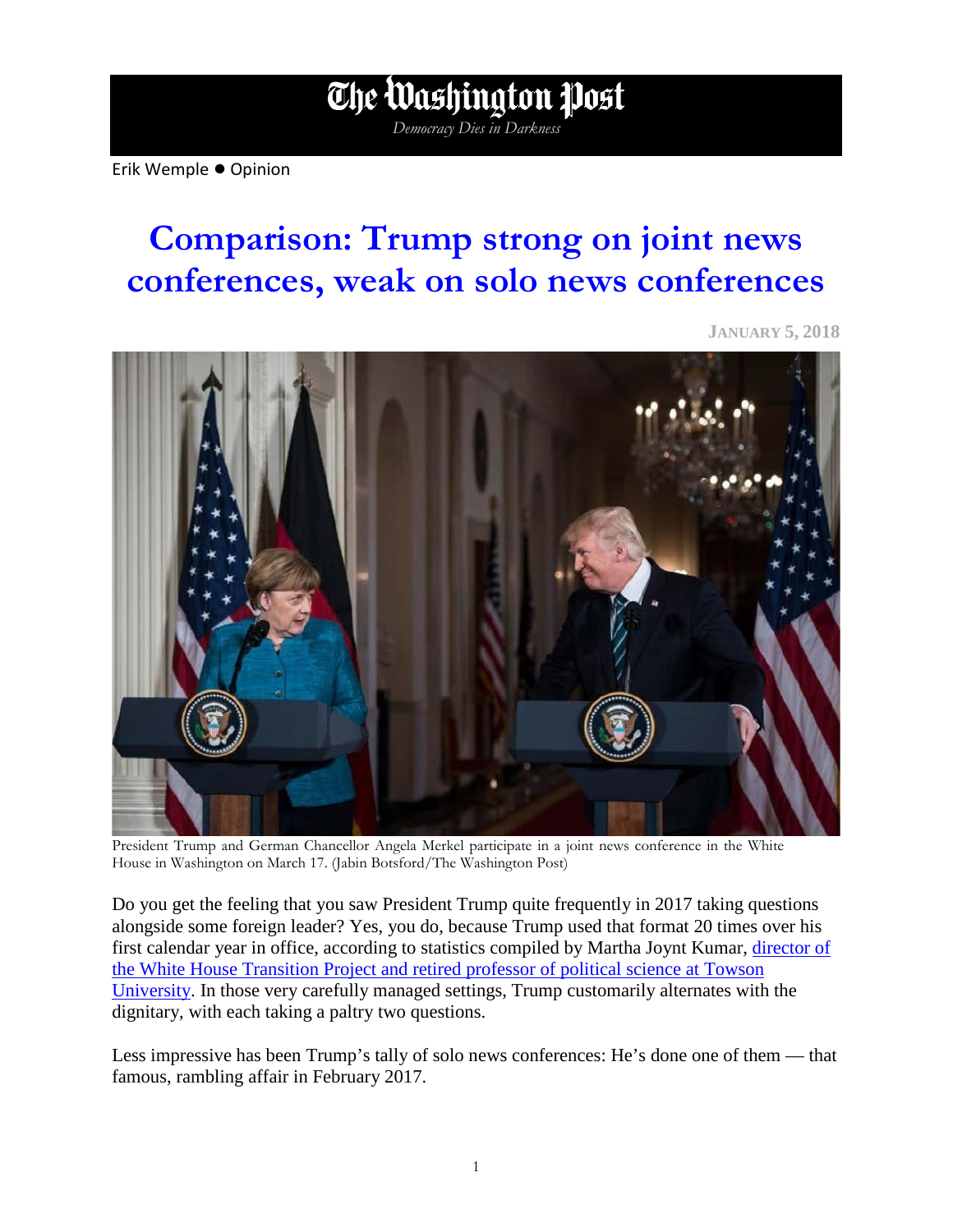# The Washington Post

*Democracy Dies in Darkness*

Erik Wemple ● Opinion

# Comparison: Trump strong on joint news conferences, weak on solo news conferences

JANUARY 5, 2018

President Trump and German Chancellor Angela Merkel participate in a joint news conference in the White House in Washington on March 17. (Jabin Botsford/The Washington Post)

Do you get the feeling that you saw President Trump quite frequently in 2017 taking questions alongside some foreign leader? Yes, you do, because Trump used that format 20 times over his first calendar year in office, according to statistics compiled by Martha Joynt Kumar, director of the White House Transition Project and retired professor of political science at Towson University. In those very carefully managed settings, Trump customarily alternates with the dignitary, with each taking a paltry two questions.

Less impressive has been Trump's tally of solo news conferences: He's done one of them — that famous, rambling affair in February 2017.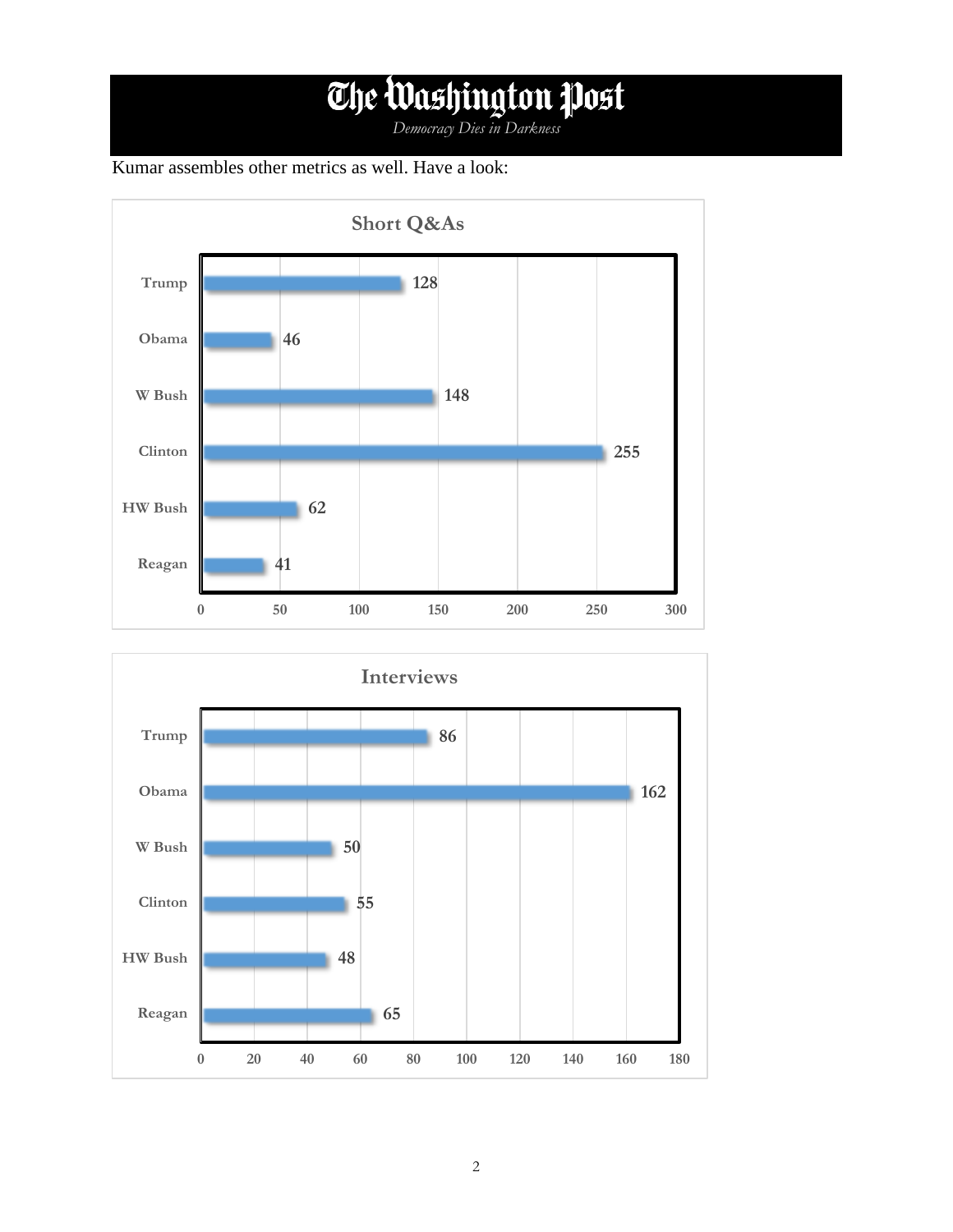# The Washington Post

*Democracy Dies in Darkness*

Kumar assembles other metrics as well. Have a look:

**Short Q&As**

| President | Short Q&As |
|---|---|
| Trump | 128 |
| Obama | 46 |
| W Bush | 148 |
| Clinton | 255 |
| HW Bush | 62 |
| Reagan | 41 |

**Interviews**

| President | Interviews |
|---|---|
| Trump | 86 |
| Obama | 162 |
| W Bush | 50 |
| Clinton | 55 |
| HW Bush | 48 |
| Reagan | 65 |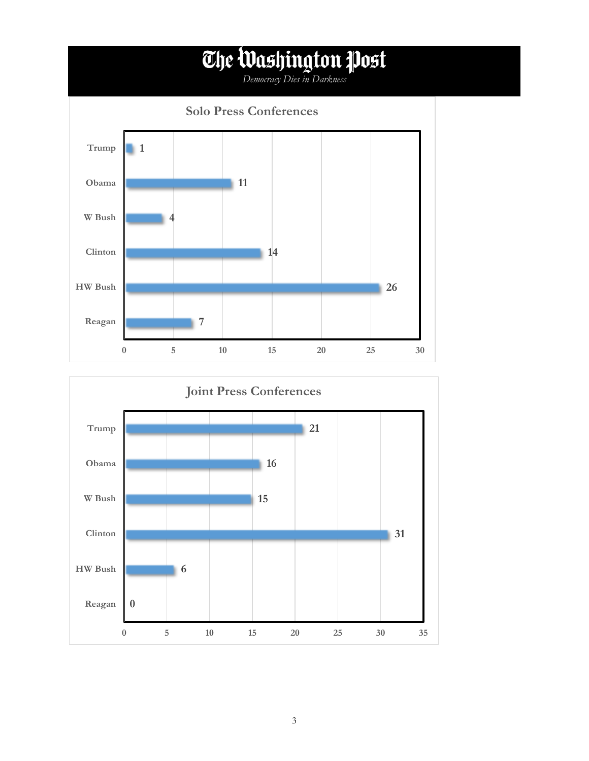# The Washington Post

*Democracy Dies in Darkness*

## Solo Press Conferences

Trump 1
Obama 11
W Bush 4
Clinton 14
HW Bush 26
Reagan 7

0 5 10 15 20 25 30

## Joint Press Conferences

Trump 21
Obama 16
W Bush 15
Clinton 31
HW Bush 6
Reagan 0

0 5 10 15 20 25 30 35